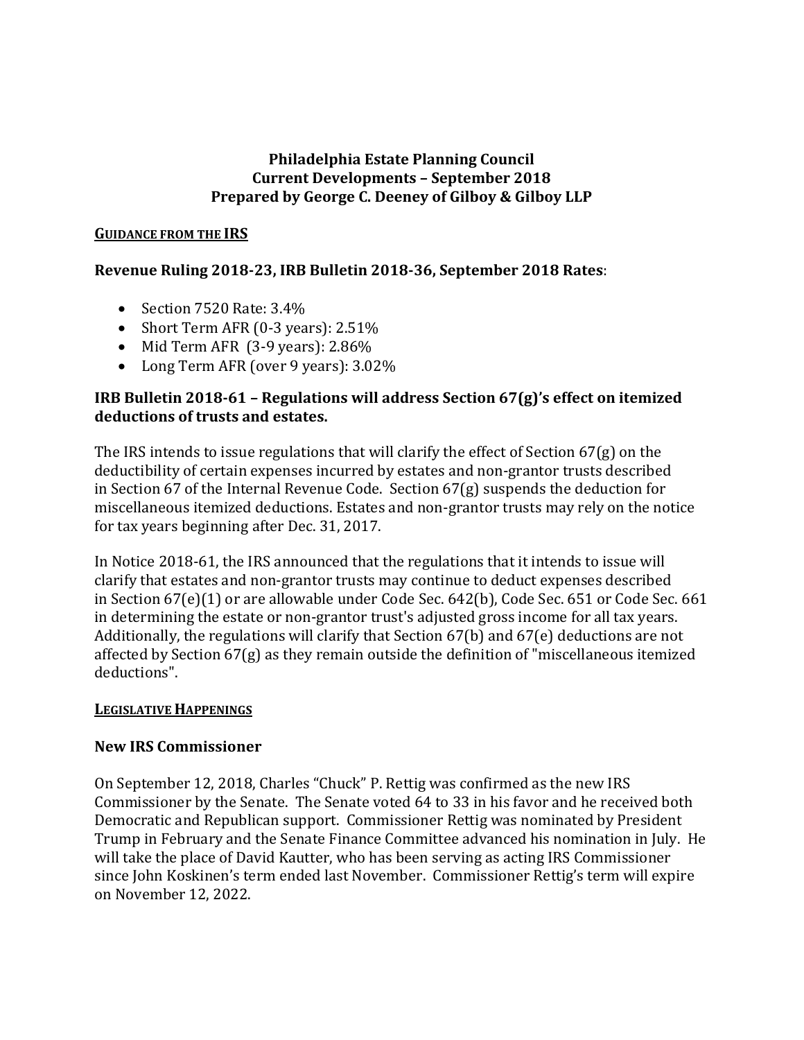# Philadelphia Estate Planning Council
# Current Developments – September 2018
# Prepared by George C. Deeney of Gilboy & Gilboy LLP

## GUIDANCE FROM THE IRS

### Revenue Ruling 2018-23, IRB Bulletin 2018-36, September 2018 Rates:

- Section 7520 Rate: 3.4%
- Short Term AFR (0-3 years): 2.51%
- Mid Term AFR (3-9 years): 2.86%
- Long Term AFR (over 9 years): 3.02%

### IRB Bulletin 2018-61 – Regulations will address Section 67(g)'s effect on itemized deductions of trusts and estates.

The IRS intends to issue regulations that will clarify the effect of Section 67(g) on the deductibility of certain expenses incurred by estates and non-grantor trusts described in Section 67 of the Internal Revenue Code. Section 67(g) suspends the deduction for miscellaneous itemized deductions. Estates and non-grantor trusts may rely on the notice for tax years beginning after Dec. 31, 2017.

In Notice 2018-61, the IRS announced that the regulations that it intends to issue will clarify that estates and non-grantor trusts may continue to deduct expenses described in Section 67(e)(1) or are allowable under Code Sec. 642(b), Code Sec. 651 or Code Sec. 661 in determining the estate or non-grantor trust's adjusted gross income for all tax years. Additionally, the regulations will clarify that Section 67(b) and 67(e) deductions are not affected by Section 67(g) as they remain outside the definition of "miscellaneous itemized deductions".

## LEGISLATIVE HAPPENINGS

### New IRS Commissioner

On September 12, 2018, Charles "Chuck" P. Rettig was confirmed as the new IRS Commissioner by the Senate. The Senate voted 64 to 33 in his favor and he received both Democratic and Republican support. Commissioner Rettig was nominated by President Trump in February and the Senate Finance Committee advanced his nomination in July. He will take the place of David Kautter, who has been serving as acting IRS Commissioner since John Koskinen's term ended last November. Commissioner Rettig's term will expire on November 12, 2022.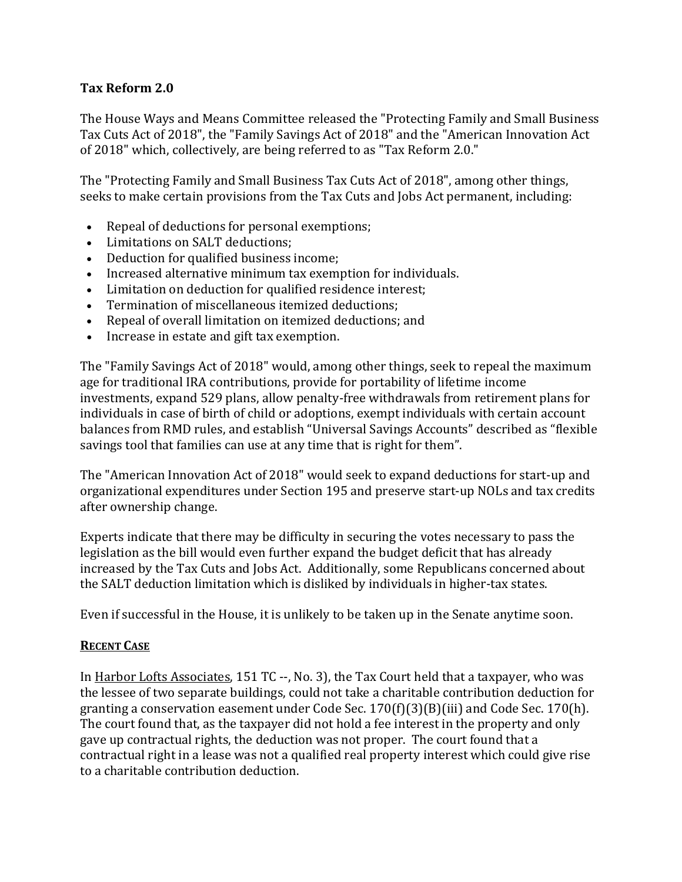**Tax Reform 2.0**

The House Ways and Means Committee released the "Protecting Family and Small Business Tax Cuts Act of 2018", the "Family Savings Act of 2018" and the "American Innovation Act of 2018" which, collectively, are being referred to as "Tax Reform 2.0."

The "Protecting Family and Small Business Tax Cuts Act of 2018", among other things, seeks to make certain provisions from the Tax Cuts and Jobs Act permanent, including:

- Repeal of deductions for personal exemptions;
- Limitations on SALT deductions;
- Deduction for qualified business income;
- Increased alternative minimum tax exemption for individuals.
- Limitation on deduction for qualified residence interest;
- Termination of miscellaneous itemized deductions;
- Repeal of overall limitation on itemized deductions; and
- Increase in estate and gift tax exemption.

The "Family Savings Act of 2018" would, among other things, seek to repeal the maximum age for traditional IRA contributions, provide for portability of lifetime income investments, expand 529 plans, allow penalty-free withdrawals from retirement plans for individuals in case of birth of child or adoptions, exempt individuals with certain account balances from RMD rules, and establish "Universal Savings Accounts" described as "flexible savings tool that families can use at any time that is right for them".

The "American Innovation Act of 2018" would seek to expand deductions for start-up and organizational expenditures under Section 195 and preserve start-up NOLs and tax credits after ownership change.

Experts indicate that there may be difficulty in securing the votes necessary to pass the legislation as the bill would even further expand the budget deficit that has already increased by the Tax Cuts and Jobs Act. Additionally, some Republicans concerned about the SALT deduction limitation which is disliked by individuals in higher-tax states.

Even if successful in the House, it is unlikely to be taken up in the Senate anytime soon.

**RECENT CASE**

In Harbor Lofts Associates, 151 TC --, No. 3), the Tax Court held that a taxpayer, who was the lessee of two separate buildings, could not take a charitable contribution deduction for granting a conservation easement under Code Sec. 170(f)(3)(B)(iii) and Code Sec. 170(h). The court found that, as the taxpayer did not hold a fee interest in the property and only gave up contractual rights, the deduction was not proper. The court found that a contractual right in a lease was not a qualified real property interest which could give rise to a charitable contribution deduction.